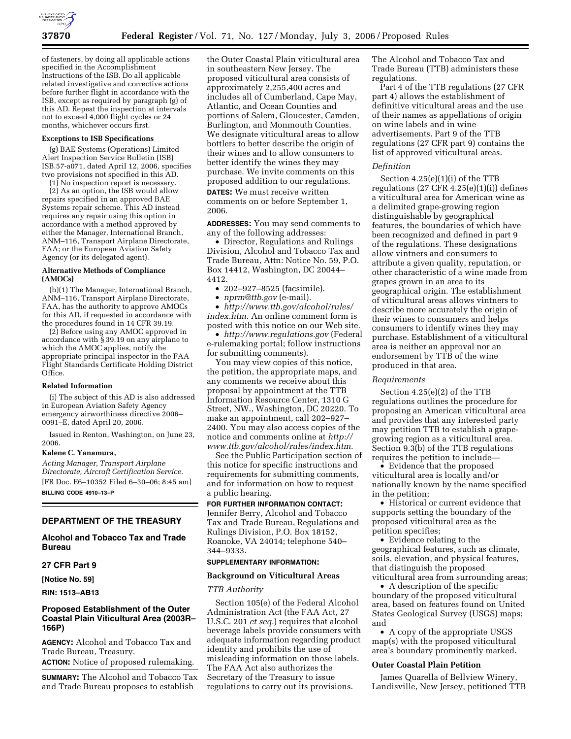of fasteners, by doing all applicable actions specified in the Accomplishment Instructions of the ISB. Do all applicable related investigative and corrective actions before further flight in accordance with the ISB, except as required by paragraph (g) of this AD. Repeat the inspection at intervals not to exceed 4,000 flight cycles or 24 months, whichever occurs first.

**Exceptions to ISB Specifications**

(g) BAE Systems (Operations) Limited Alert Inspection Service Bulletin (ISB) ISB.57-a071, dated April 12, 2006, specifies two provisions not specified in this AD.

(1) No inspection report is necessary.

(2) As an option, the ISB would allow repairs specified in an approved BAE Systems repair scheme. This AD instead requires any repair using this option in accordance with a method approved by either the Manager, International Branch, ANM–116, Transport Airplane Directorate, FAA; or the European Aviation Safety Agency (or its delegated agent).

**Alternative Methods of Compliance (AMOCs)**

(h)(1) The Manager, International Branch, ANM–116, Transport Airplane Directorate, FAA, has the authority to approve AMOCs for this AD, if requested in accordance with the procedures found in 14 CFR 39.19.

(2) Before using any AMOC approved in accordance with § 39.19 on any airplane to which the AMOC applies, notify the appropriate principal inspector in the FAA Flight Standards Certificate Holding District Office.

**Related Information**

(i) The subject of this AD is also addressed in European Aviation Safety Agency emergency airworthiness directive 2006–0091–E, dated April 20, 2006.

Issued in Renton, Washington, on June 23, 2006.

**Kalene C. Yanamura,**

*Acting Manager, Transport Airplane Directorate, Aircraft Certification Service.*

[FR Doc. E6–10352 Filed 6–30–06; 8:45 am]

**BILLING CODE 4910–13–P**

## DEPARTMENT OF THE TREASURY

## Alcohol and Tobacco Tax and Trade Bureau

## 27 CFR Part 9

**[Notice No. 59]**

**RIN: 1513–AB13**

## Proposed Establishment of the Outer Coastal Plain Viticultural Area (2003R–166P)

**AGENCY:** Alcohol and Tobacco Tax and Trade Bureau, Treasury.

**ACTION:** Notice of proposed rulemaking.

**SUMMARY:** The Alcohol and Tobacco Tax and Trade Bureau proposes to establish the Outer Coastal Plain viticultural area in southeastern New Jersey. The proposed viticultural area consists of approximately 2,255,400 acres and includes all of Cumberland, Cape May, Atlantic, and Ocean Counties and portions of Salem, Gloucester, Camden, Burlington, and Monmouth Counties. We designate viticultural areas to allow bottlers to better describe the origin of their wines and to allow consumers to better identify the wines they may purchase. We invite comments on this proposed addition to our regulations.

**DATES:** We must receive written comments on or before September 1, 2006.

**ADDRESSES:** You may send comments to any of the following addresses:

- Director, Regulations and Rulings Division, Alcohol and Tobacco Tax and Trade Bureau, Attn: Notice No. 59, P.O. Box 14412, Washington, DC 20044–4412.
- 202–927–8525 (facsimile).
- *nprm@ttb.gov* (e-mail).
- *http://www.ttb.gov/alcohol/rules/index.htm*. An online comment form is posted with this notice on our Web site.
- *http://www.regulations.gov* (Federal e-rulemaking portal; follow instructions for submitting comments).

You may view copies of this notice, the petition, the appropriate maps, and any comments we receive about this proposal by appointment at the TTB Information Resource Center, 1310 G Street, NW., Washington, DC 20220. To make an appointment, call 202–927–2400. You may also access copies of the notice and comments online at *http://www.ttb.gov/alcohol/rules/index.htm*.

See the Public Participation section of this notice for specific instructions and requirements for submitting comments, and for information on how to request a public hearing.

**FOR FURTHER INFORMATION CONTACT:** Jennifer Berry, Alcohol and Tobacco Tax and Trade Bureau, Regulations and Rulings Division, P.O. Box 18152, Roanoke, VA 24014; telephone 540–344–9333.

**SUPPLEMENTARY INFORMATION:**

### Background on Viticultural Areas

*TTB Authority*

Section 105(e) of the Federal Alcohol Administration Act (the FAA Act, 27 U.S.C. 201 *et seq.*) requires that alcohol beverage labels provide consumers with adequate information regarding product identity and prohibits the use of misleading information on those labels. The FAA Act also authorizes the Secretary of the Treasury to issue regulations to carry out its provisions. The Alcohol and Tobacco Tax and Trade Bureau (TTB) administers these regulations.

Part 4 of the TTB regulations (27 CFR part 4) allows the establishment of definitive viticultural areas and the use of their names as appellations of origin on wine labels and in wine advertisements. Part 9 of the TTB regulations (27 CFR part 9) contains the list of approved viticultural areas.

*Definition*

Section 4.25(e)(1)(i) of the TTB regulations (27 CFR 4.25(e)(1)(i)) defines a viticultural area for American wine as a delimited grape-growing region distinguishable by geographical features, the boundaries of which have been recognized and defined in part 9 of the regulations. These designations allow vintners and consumers to attribute a given quality, reputation, or other characteristic of a wine made from grapes grown in an area to its geographical origin. The establishment of viticultural areas allows vintners to describe more accurately the origin of their wines to consumers and helps consumers to identify wines they may purchase. Establishment of a viticultural area is neither an approval nor an endorsement by TTB of the wine produced in that area.

*Requirements*

Section 4.25(e)(2) of the TTB regulations outlines the procedure for proposing an American viticultural area and provides that any interested party may petition TTB to establish a grape-growing region as a viticultural area. Section 9.3(b) of the TTB regulations requires the petition to include—

- Evidence that the proposed viticultural area is locally and/or nationally known by the name specified in the petition;
- Historical or current evidence that supports setting the boundary of the proposed viticultural area as the petition specifies;
- Evidence relating to the geographical features, such as climate, soils, elevation, and physical features, that distinguish the proposed viticultural area from surrounding areas;
- A description of the specific boundary of the proposed viticultural area, based on features found on United States Geological Survey (USGS) maps; and
- A copy of the appropriate USGS map(s) with the proposed viticultural area's boundary prominently marked.

### Outer Coastal Plain Petition

James Quarella of Bellview Winery, Landisville, New Jersey, petitioned TTB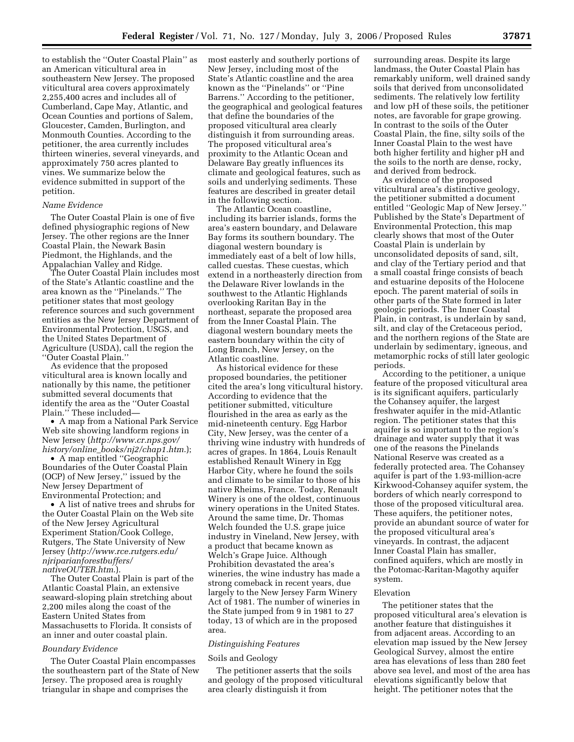to establish the "Outer Coastal Plain" as an American viticultural area in southeastern New Jersey. The proposed viticultural area covers approximately 2,255,400 acres and includes all of Cumberland, Cape May, Atlantic, and Ocean Counties and portions of Salem, Gloucester, Camden, Burlington, and Monmouth Counties. According to the petitioner, the area currently includes thirteen wineries, several vineyards, and approximately 750 acres planted to vines. We summarize below the evidence submitted in support of the petition.

*Name Evidence*

The Outer Coastal Plain is one of five defined physiographic regions of New Jersey. The other regions are the Inner Coastal Plain, the Newark Basin Piedmont, the Highlands, and the Appalachian Valley and Ridge.

The Outer Coastal Plain includes most of the State's Atlantic coastline and the area known as the "Pinelands." The petitioner states that most geology reference sources and such government entities as the New Jersey Department of Environmental Protection, USGS, and the United States Department of Agriculture (USDA), call the region the "Outer Coastal Plain."

As evidence that the proposed viticultural area is known locally and nationally by this name, the petitioner submitted several documents that identify the area as the "Outer Coastal Plain." These included—

- A map from a National Park Service Web site showing landform regions in New Jersey (*http://www.cr.nps.gov/history/online_books/nj2/chap1.htm*.);
- A map entitled "Geographic Boundaries of the Outer Coastal Plain (OCP) of New Jersey," issued by the New Jersey Department of Environmental Protection; and
- A list of native trees and shrubs for the Outer Coastal Plain on the Web site of the New Jersey Agricultural Experiment Station/Cook College, Rutgers, The State University of New Jersey (*http://www.rce.rutgers.edu/njriparianforestbuffers/nativeOUTER.htm*.).

The Outer Coastal Plain is part of the Atlantic Coastal Plain, an extensive seaward-sloping plain stretching about 2,200 miles along the coast of the Eastern United States from Massachusetts to Florida. It consists of an inner and outer coastal plain.

*Boundary Evidence*

The Outer Coastal Plain encompasses the southeastern part of the State of New Jersey. The proposed area is roughly triangular in shape and comprises the most easterly and southerly portions of New Jersey, including most of the State's Atlantic coastline and the area known as the "Pinelands" or "Pine Barrens." According to the petitioner, the geographical and geological features that define the boundaries of the proposed viticultural area clearly distinguish it from surrounding areas. The proposed viticultural area's proximity to the Atlantic Ocean and Delaware Bay greatly influences its climate and geological features, such as soils and underlying sediments. These features are described in greater detail in the following section.

The Atlantic Ocean coastline, including its barrier islands, forms the area's eastern boundary, and Delaware Bay forms its southern boundary. The diagonal western boundary is immediately east of a belt of low hills, called cuestas. These cuestas, which extend in a northeasterly direction from the Delaware River lowlands in the southwest to the Atlantic Highlands overlooking Raritan Bay in the northeast, separate the proposed area from the Inner Coastal Plain. The diagonal western boundary meets the eastern boundary within the city of Long Branch, New Jersey, on the Atlantic coastline.

As historical evidence for these proposed boundaries, the petitioner cited the area's long viticultural history. According to evidence that the petitioner submitted, viticulture flourished in the area as early as the mid-nineteenth century. Egg Harbor City, New Jersey, was the center of a thriving wine industry with hundreds of acres of grapes. In 1864, Louis Renault established Renault Winery in Egg Harbor City, where he found the soils and climate to be similar to those of his native Rheims, France. Today, Renault Winery is one of the oldest, continuous winery operations in the United States. Around the same time, Dr. Thomas Welch founded the U.S. grape juice industry in Vineland, New Jersey, with a product that became known as Welch's Grape Juice. Although Prohibition devastated the area's wineries, the wine industry has made a strong comeback in recent years, due largely to the New Jersey Farm Winery Act of 1981. The number of wineries in the State jumped from 9 in 1981 to 27 today, 13 of which are in the proposed area.

*Distinguishing Features*

Soils and Geology

The petitioner asserts that the soils and geology of the proposed viticultural area clearly distinguish it from surrounding areas. Despite its large landmass, the Outer Coastal Plain has remarkably uniform, well drained sandy soils that derived from unconsolidated sediments. The relatively low fertility and low pH of these soils, the petitioner notes, are favorable for grape growing. In contrast to the soils of the Outer Coastal Plain, the fine, silty soils of the Inner Coastal Plain to the west have both higher fertility and higher pH and the soils to the north are dense, rocky, and derived from bedrock.

As evidence of the proposed viticultural area's distinctive geology, the petitioner submitted a document entitled "Geologic Map of New Jersey." Published by the State's Department of Environmental Protection, this map clearly shows that most of the Outer Coastal Plain is underlain by unconsolidated deposits of sand, silt, and clay of the Tertiary period and that a small coastal fringe consists of beach and estuarine deposits of the Holocene epoch. The parent material of soils in other parts of the State formed in later geologic periods. The Inner Coastal Plain, in contrast, is underlain by sand, silt, and clay of the Cretaceous period, and the northern regions of the State are underlain by sedimentary, igneous, and metamorphic rocks of still later geologic periods.

According to the petitioner, a unique feature of the proposed viticultural area is its significant aquifers, particularly the Cohansey aquifer, the largest freshwater aquifer in the mid-Atlantic region. The petitioner states that this aquifer is so important to the region's drainage and water supply that it was one of the reasons the Pinelands National Reserve was created as a federally protected area. The Cohansey aquifer is part of the 1.93-million-acre Kirkwood-Cohansey aquifer system, the borders of which nearly correspond to those of the proposed viticultural area. These aquifers, the petitioner notes, provide an abundant source of water for the proposed viticultural area's vineyards. In contrast, the adjacent Inner Coastal Plain has smaller, confined aquifers, which are mostly in the Potomac-Raritan-Magothy aquifer system.

Elevation

The petitioner states that the proposed viticultural area's elevation is another feature that distinguishes it from adjacent areas. According to an elevation map issued by the New Jersey Geological Survey, almost the entire area has elevations of less than 280 feet above sea level, and most of the area has elevations significantly below that height. The petitioner notes that the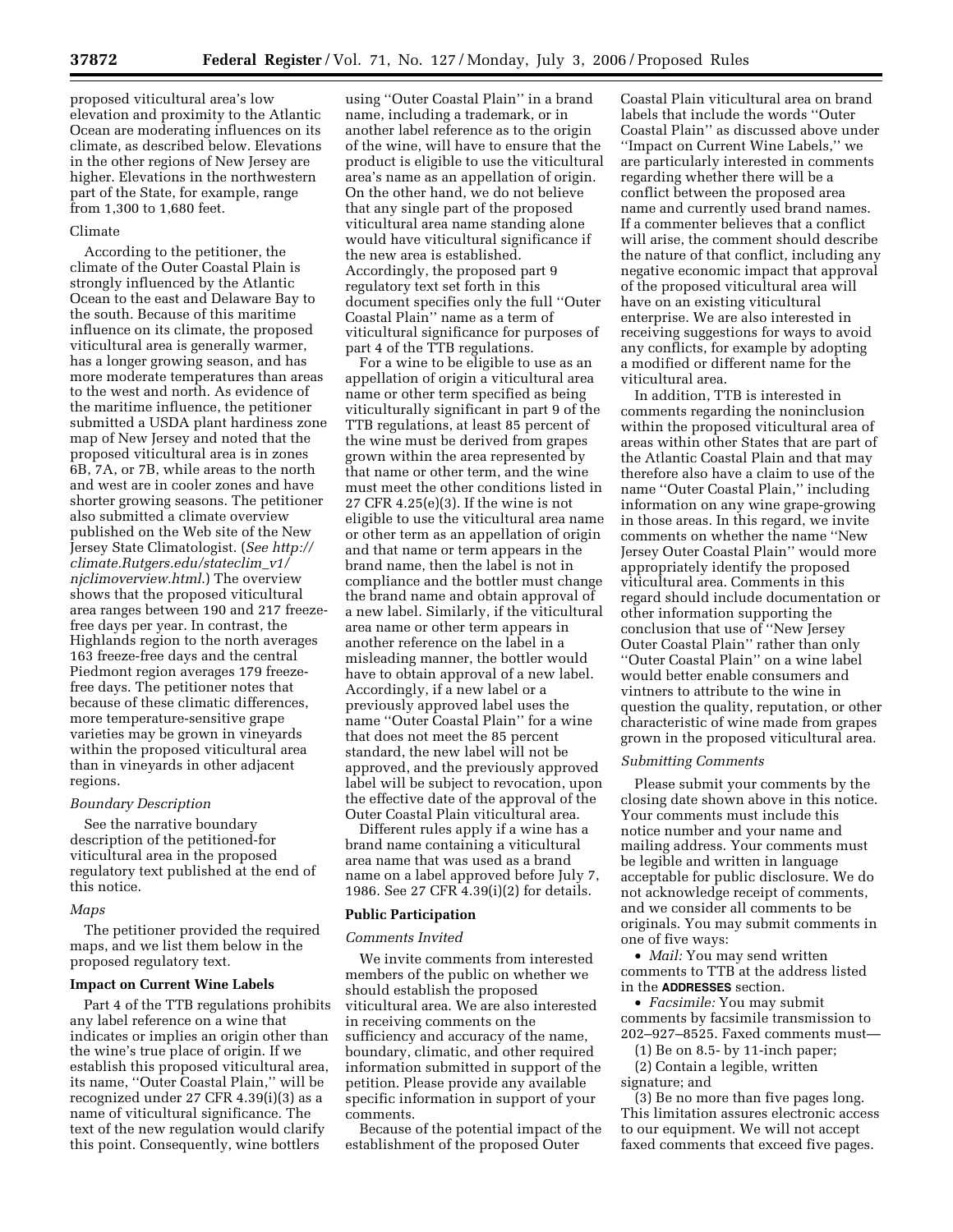proposed viticultural area's low elevation and proximity to the Atlantic Ocean are moderating influences on its climate, as described below. Elevations in the other regions of New Jersey are higher. Elevations in the northwestern part of the State, for example, range from 1,300 to 1,680 feet.

Climate

According to the petitioner, the climate of the Outer Coastal Plain is strongly influenced by the Atlantic Ocean to the east and Delaware Bay to the south. Because of this maritime influence on its climate, the proposed viticultural area is generally warmer, has a longer growing season, and has more moderate temperatures than areas to the west and north. As evidence of the maritime influence, the petitioner submitted a USDA plant hardiness zone map of New Jersey and noted that the proposed viticultural area is in zones 6B, 7A, or 7B, while areas to the north and west are in cooler zones and have shorter growing seasons. The petitioner also submitted a climate overview published on the Web site of the New Jersey State Climatologist. (*See http://climate.Rutgers.edu/stateclim_v1/njclimoverview.html.*) The overview shows that the proposed viticultural area ranges between 190 and 217 freeze-free days per year. In contrast, the Highlands region to the north averages 163 freeze-free days and the central Piedmont region averages 179 freeze-free days. The petitioner notes that because of these climatic differences, more temperature-sensitive grape varieties may be grown in vineyards within the proposed viticultural area than in vineyards in other adjacent regions.

*Boundary Description*

See the narrative boundary description of the petitioned-for viticultural area in the proposed regulatory text published at the end of this notice.

*Maps*

The petitioner provided the required maps, and we list them below in the proposed regulatory text.

## Impact on Current Wine Labels

Part 4 of the TTB regulations prohibits any label reference on a wine that indicates or implies an origin other than the wine's true place of origin. If we establish this proposed viticultural area, its name, "Outer Coastal Plain," will be recognized under 27 CFR 4.39(i)(3) as a name of viticultural significance. The text of the new regulation would clarify this point. Consequently, wine bottlers using "Outer Coastal Plain" in a brand name, including a trademark, or in another label reference as to the origin of the wine, will have to ensure that the product is eligible to use the viticultural area's name as an appellation of origin. On the other hand, we do not believe that any single part of the proposed viticultural area name standing alone would have viticultural significance if the new area is established. Accordingly, the proposed part 9 regulatory text set forth in this document specifies only the full "Outer Coastal Plain" name as a term of viticultural significance for purposes of part 4 of the TTB regulations.

For a wine to be eligible to use as an appellation of origin a viticultural area name or other term specified as being viticulturally significant in part 9 of the TTB regulations, at least 85 percent of the wine must be derived from grapes grown within the area represented by that name or other term, and the wine must meet the other conditions listed in 27 CFR 4.25(e)(3). If the wine is not eligible to use the viticultural area name or other term as an appellation of origin and that name or term appears in the brand name, then the label is not in compliance and the bottler must change the brand name and obtain approval of a new label. Similarly, if the viticultural area name or other term appears in another reference on the label in a misleading manner, the bottler would have to obtain approval of a new label. Accordingly, if a new label or a previously approved label uses the name "Outer Coastal Plain" for a wine that does not meet the 85 percent standard, the new label will not be approved, and the previously approved label will be subject to revocation, upon the effective date of the approval of the Outer Coastal Plain viticultural area.

Different rules apply if a wine has a brand name containing a viticultural area name that was used as a brand name on a label approved before July 7, 1986. See 27 CFR 4.39(i)(2) for details.

## Public Participation

*Comments Invited*

We invite comments from interested members of the public on whether we should establish the proposed viticultural area. We are also interested in receiving comments on the sufficiency and accuracy of the name, boundary, climatic, and other required information submitted in support of the petition. Please provide any available specific information in support of your comments.

Because of the potential impact of the establishment of the proposed Outer Coastal Plain viticultural area on brand labels that include the words "Outer Coastal Plain" as discussed above under "Impact on Current Wine Labels," we are particularly interested in comments regarding whether there will be a conflict between the proposed area name and currently used brand names. If a commenter believes that a conflict will arise, the comment should describe the nature of that conflict, including any negative economic impact that approval of the proposed viticultural area will have on an existing viticultural enterprise. We are also interested in receiving suggestions for ways to avoid any conflicts, for example by adopting a modified or different name for the viticultural area.

In addition, TTB is interested in comments regarding the noninclusion within the proposed viticultural area of areas within other States that are part of the Atlantic Coastal Plain and that may therefore also have a claim to use of the name "Outer Coastal Plain," including information on any wine grape-growing in those areas. In this regard, we invite comments on whether the name "New Jersey Outer Coastal Plain" would more appropriately identify the proposed viticultural area. Comments in this regard should include documentation or other information supporting the conclusion that use of "New Jersey Outer Coastal Plain" rather than only "Outer Coastal Plain" on a wine label would better enable consumers and vintners to attribute to the wine in question the quality, reputation, or other characteristic of wine made from grapes grown in the proposed viticultural area.

*Submitting Comments*

Please submit your comments by the closing date shown above in this notice. Your comments must include this notice number and your name and mailing address. Your comments must be legible and written in language acceptable for public disclosure. We do not acknowledge receipt of comments, and we consider all comments to be originals. You may submit comments in one of five ways:

- *Mail:* You may send written comments to TTB at the address listed in the **ADDRESSES** section.
- *Facsimile:* You may submit comments by facsimile transmission to 202–927–8525. Faxed comments must—

(1) Be on 8.5- by 11-inch paper;

(2) Contain a legible, written signature; and

(3) Be no more than five pages long. This limitation assures electronic access to our equipment. We will not accept faxed comments that exceed five pages.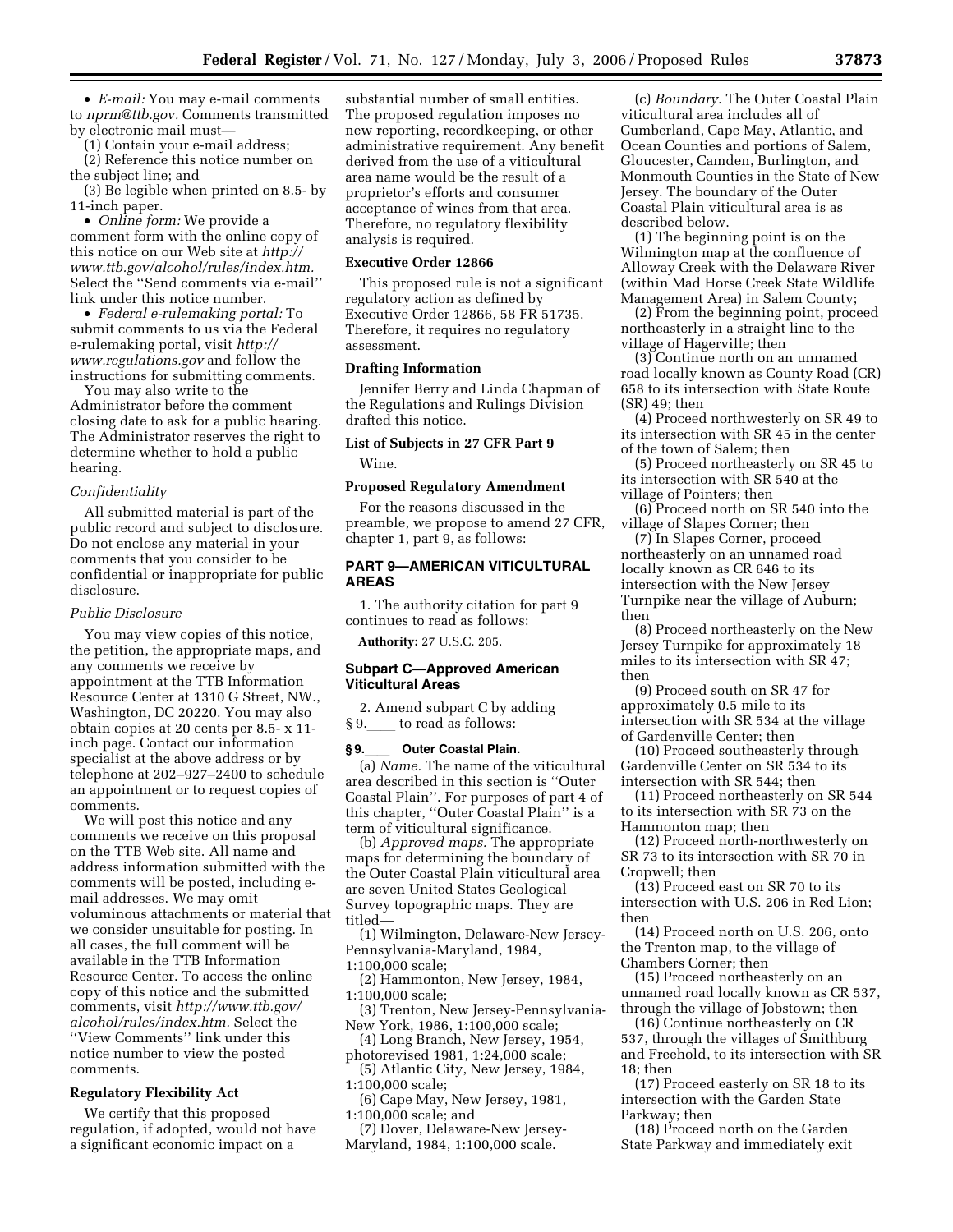• *E-mail:* You may e-mail comments to *nprm@ttb.gov.* Comments transmitted by electronic mail must—

(1) Contain your e-mail address;

(2) Reference this notice number on the subject line; and

(3) Be legible when printed on 8.5- by 11-inch paper.

• *Online form:* We provide a comment form with the online copy of this notice on our Web site at *http://www.ttb.gov/alcohol/rules/index.htm.* Select the ''Send comments via e-mail'' link under this notice number.

• *Federal e-rulemaking portal:* To submit comments to us via the Federal e-rulemaking portal, visit *http://www.regulations.gov* and follow the instructions for submitting comments.

You may also write to the Administrator before the comment closing date to ask for a public hearing. The Administrator reserves the right to determine whether to hold a public hearing.

### *Confidentiality*

All submitted material is part of the public record and subject to disclosure. Do not enclose any material in your comments that you consider to be confidential or inappropriate for public disclosure.

### *Public Disclosure*

You may view copies of this notice, the petition, the appropriate maps, and any comments we receive by appointment at the TTB Information Resource Center at 1310 G Street, NW., Washington, DC 20220. You may also obtain copies at 20 cents per 8.5- x 11-inch page. Contact our information specialist at the above address or by telephone at 202–927–2400 to schedule an appointment or to request copies of comments.

We will post this notice and any comments we receive on this proposal on the TTB Web site. All name and address information submitted with the comments will be posted, including e-mail addresses. We may omit voluminous attachments or material that we consider unsuitable for posting. In all cases, the full comment will be available in the TTB Information Resource Center. To access the online copy of this notice and the submitted comments, visit *http://www.ttb.gov/alcohol/rules/index.htm.* Select the ''View Comments'' link under this notice number to view the posted comments.

## Regulatory Flexibility Act

We certify that this proposed regulation, if adopted, would not have a significant economic impact on a substantial number of small entities. The proposed regulation imposes no new reporting, recordkeeping, or other administrative requirement. Any benefit derived from the use of a viticultural area name would be the result of a proprietor's efforts and consumer acceptance of wines from that area. Therefore, no regulatory flexibility analysis is required.

## Executive Order 12866

This proposed rule is not a significant regulatory action as defined by Executive Order 12866, 58 FR 51735. Therefore, it requires no regulatory assessment.

## Drafting Information

Jennifer Berry and Linda Chapman of the Regulations and Rulings Division drafted this notice.

## List of Subjects in 27 CFR Part 9

Wine.

## Proposed Regulatory Amendment

For the reasons discussed in the preamble, we propose to amend 27 CFR, chapter 1, part 9, as follows:

## PART 9—AMERICAN VITICULTURAL AREAS

1. The authority citation for part 9 continues to read as follows:

**Authority:** 27 U.S.C. 205.

### Subpart C—Approved American Viticultural Areas

2. Amend subpart C by adding § 9.____ to read as follows:

**§ 9.____ Outer Coastal Plain.**

(a) *Name.* The name of the viticultural area described in this section is ''Outer Coastal Plain''. For purposes of part 4 of this chapter, ''Outer Coastal Plain'' is a term of viticultural significance.

(b) *Approved maps.* The appropriate maps for determining the boundary of the Outer Coastal Plain viticultural area are seven United States Geological Survey topographic maps. They are titled—

(1) Wilmington, Delaware-New Jersey-Pennsylvania-Maryland, 1984, 1:100,000 scale;

(2) Hammonton, New Jersey, 1984, 1:100,000 scale;

(3) Trenton, New Jersey-Pennsylvania-New York, 1986, 1:100,000 scale;

(4) Long Branch, New Jersey, 1954, photorevised 1981, 1:24,000 scale;

(5) Atlantic City, New Jersey, 1984, 1:100,000 scale;

(6) Cape May, New Jersey, 1981, 1:100,000 scale; and

(7) Dover, Delaware-New Jersey-Maryland, 1984, 1:100,000 scale.

(c) *Boundary.* The Outer Coastal Plain viticultural area includes all of Cumberland, Cape May, Atlantic, and Ocean Counties and portions of Salem, Gloucester, Camden, Burlington, and Monmouth Counties in the State of New Jersey. The boundary of the Outer Coastal Plain viticultural area is as described below.

(1) The beginning point is on the Wilmington map at the confluence of Alloway Creek with the Delaware River (within Mad Horse Creek State Wildlife Management Area) in Salem County;

(2) From the beginning point, proceed northeasterly in a straight line to the village of Hagerville; then

(3) Continue north on an unnamed road locally known as County Road (CR) 658 to its intersection with State Route (SR) 49; then

(4) Proceed northwesterly on SR 49 to its intersection with SR 45 in the center of the town of Salem; then

(5) Proceed northeasterly on SR 45 to its intersection with SR 540 at the village of Pointers; then

(6) Proceed north on SR 540 into the village of Slapes Corner; then

(7) In Slapes Corner, proceed northeasterly on an unnamed road locally known as CR 646 to its intersection with the New Jersey Turnpike near the village of Auburn; then

(8) Proceed northeasterly on the New Jersey Turnpike for approximately 18 miles to its intersection with SR 47; then

(9) Proceed south on SR 47 for approximately 0.5 mile to its intersection with SR 534 at the village of Gardenville Center; then

(10) Proceed southeasterly through Gardenville Center on SR 534 to its intersection with SR 544; then

(11) Proceed northeasterly on SR 544 to its intersection with SR 73 on the Hammonton map; then

(12) Proceed north-northwesterly on SR 73 to its intersection with SR 70 in Cropwell; then

(13) Proceed east on SR 70 to its intersection with U.S. 206 in Red Lion; then

(14) Proceed north on U.S. 206, onto the Trenton map, to the village of Chambers Corner; then

(15) Proceed northeasterly on an unnamed road locally known as CR 537, through the village of Jobstown; then

(16) Continue northeasterly on CR 537, through the villages of Smithburg and Freehold, to its intersection with SR 18; then

(17) Proceed easterly on SR 18 to its intersection with the Garden State Parkway; then

(18) Proceed north on the Garden State Parkway and immediately exit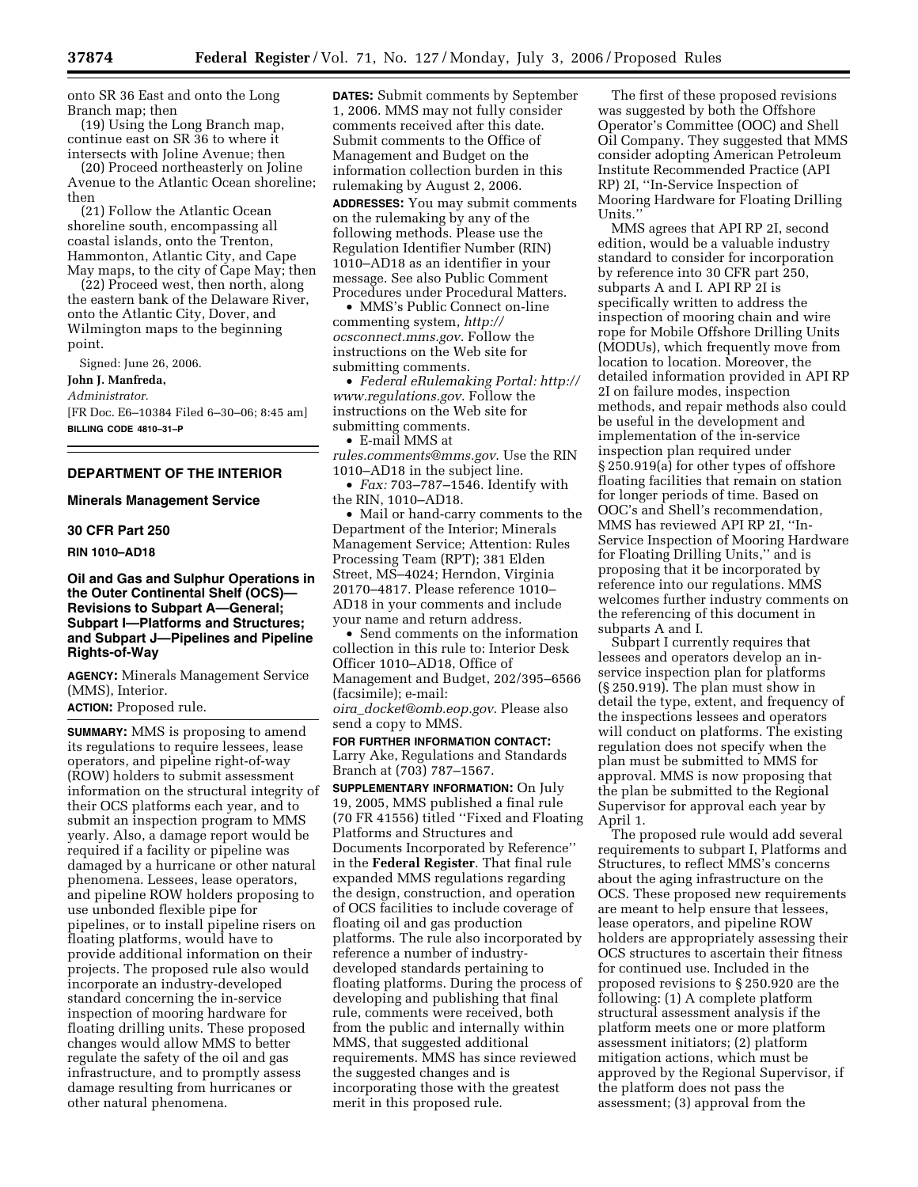onto SR 36 East and onto the Long Branch map; then

(19) Using the Long Branch map, continue east on SR 36 to where it intersects with Joline Avenue; then

(20) Proceed northeasterly on Joline Avenue to the Atlantic Ocean shoreline; then

(21) Follow the Atlantic Ocean shoreline south, encompassing all coastal islands, onto the Trenton, Hammonton, Atlantic City, and Cape May maps, to the city of Cape May; then

(22) Proceed west, then north, along the eastern bank of the Delaware River, onto the Atlantic City, Dover, and Wilmington maps to the beginning point.

Signed: June 26, 2006.

**John J. Manfreda,**

*Administrator.*

[FR Doc. E6–10384 Filed 6–30–06; 8:45 am]

**BILLING CODE 4810–31–P**

---

## DEPARTMENT OF THE INTERIOR

### Minerals Management Service

### 30 CFR Part 250

**RIN 1010–AD18**

### Oil and Gas and Sulphur Operations in the Outer Continental Shelf (OCS)—Revisions to Subpart A—General; Subpart I—Platforms and Structures; and Subpart J—Pipelines and Pipeline Rights-of-Way

**AGENCY:** Minerals Management Service (MMS), Interior.

**ACTION:** Proposed rule.

**SUMMARY:** MMS is proposing to amend its regulations to require lessees, lease operators, and pipeline right-of-way (ROW) holders to submit assessment information on the structural integrity of their OCS platforms each year, and to submit an inspection program to MMS yearly. Also, a damage report would be required if a facility or pipeline was damaged by a hurricane or other natural phenomena. Lessees, lease operators, and pipeline ROW holders proposing to use unbonded flexible pipe for pipelines, or to install pipeline risers on floating platforms, would have to provide additional information on their projects. The proposed rule also would incorporate an industry-developed standard concerning the in-service inspection of mooring hardware for floating drilling units. These proposed changes would allow MMS to better regulate the safety of the oil and gas infrastructure, and to promptly assess damage resulting from hurricanes or other natural phenomena.

**DATES:** Submit comments by September 1, 2006. MMS may not fully consider comments received after this date. Submit comments to the Office of Management and Budget on the information collection burden in this rulemaking by August 2, 2006.

**ADDRESSES:** You may submit comments on the rulemaking by any of the following methods. Please use the Regulation Identifier Number (RIN) 1010–AD18 as an identifier in your message. See also Public Comment Procedures under Procedural Matters.

- MMS's Public Connect on-line commenting system, *http://ocsconnect.mms.gov*. Follow the instructions on the Web site for submitting comments.
- *Federal eRulemaking Portal: http://www.regulations.gov*. Follow the instructions on the Web site for submitting comments.
- E-mail MMS at *rules.comments@mms.gov*. Use the RIN 1010–AD18 in the subject line.
- *Fax:* 703–787–1546. Identify with the RIN, 1010–AD18.
- Mail or hand-carry comments to the Department of the Interior; Minerals Management Service; Attention: Rules Processing Team (RPT); 381 Elden Street, MS–4024; Herndon, Virginia 20170–4817. Please reference 1010–AD18 in your comments and include your name and return address.
- Send comments on the information collection in this rule to: Interior Desk Officer 1010–AD18, Office of Management and Budget, 202/395–6566 (facsimile); e-mail: *oira_docket@omb.eop.gov*. Please also send a copy to MMS.

**FOR FURTHER INFORMATION CONTACT:** Larry Ake, Regulations and Standards Branch at (703) 787–1567.

**SUPPLEMENTARY INFORMATION:** On July 19, 2005, MMS published a final rule (70 FR 41556) titled ''Fixed and Floating Platforms and Structures and Documents Incorporated by Reference'' in the **Federal Register**. That final rule expanded MMS regulations regarding the design, construction, and operation of OCS facilities to include coverage of floating oil and gas production platforms. The rule also incorporated by reference a number of industry-developed standards pertaining to floating platforms. During the process of developing and publishing that final rule, comments were received, both from the public and internally within MMS, that suggested additional requirements. MMS has since reviewed the suggested changes and is incorporating those with the greatest merit in this proposed rule.

The first of these proposed revisions was suggested by both the Offshore Operator's Committee (OOC) and Shell Oil Company. They suggested that MMS consider adopting American Petroleum Institute Recommended Practice (API RP) 2I, ''In-Service Inspection of Mooring Hardware for Floating Drilling Units.''

MMS agrees that API RP 2I, second edition, would be a valuable industry standard to consider for incorporation by reference into 30 CFR part 250, subparts A and I. API RP 2I is specifically written to address the inspection of mooring chain and wire rope for Mobile Offshore Drilling Units (MODUs), which frequently move from location to location. Moreover, the detailed information provided in API RP 2I on failure modes, inspection methods, and repair methods also could be useful in the development and implementation of the in-service inspection plan required under § 250.919(a) for other types of offshore floating facilities that remain on station for longer periods of time. Based on OOC's and Shell's recommendation, MMS has reviewed API RP 2I, ''In-Service Inspection of Mooring Hardware for Floating Drilling Units,'' and is proposing that it be incorporated by reference into our regulations. MMS welcomes further industry comments on the referencing of this document in subparts A and I.

Subpart I currently requires that lessees and operators develop an in-service inspection plan for platforms (§ 250.919). The plan must show in detail the type, extent, and frequency of the inspections lessees and operators will conduct on platforms. The existing regulation does not specify when the plan must be submitted to MMS for approval. MMS is now proposing that the plan be submitted to the Regional Supervisor for approval each year by April 1.

The proposed rule would add several requirements to subpart I, Platforms and Structures, to reflect MMS's concerns about the aging infrastructure on the OCS. These proposed new requirements are meant to help ensure that lessees, lease operators, and pipeline ROW holders are appropriately assessing their OCS structures to ascertain their fitness for continued use. Included in the proposed revisions to § 250.920 are the following: (1) A complete platform structural assessment analysis if the platform meets one or more platform assessment initiators; (2) platform mitigation actions, which must be approved by the Regional Supervisor, if the platform does not pass the assessment; (3) approval from the